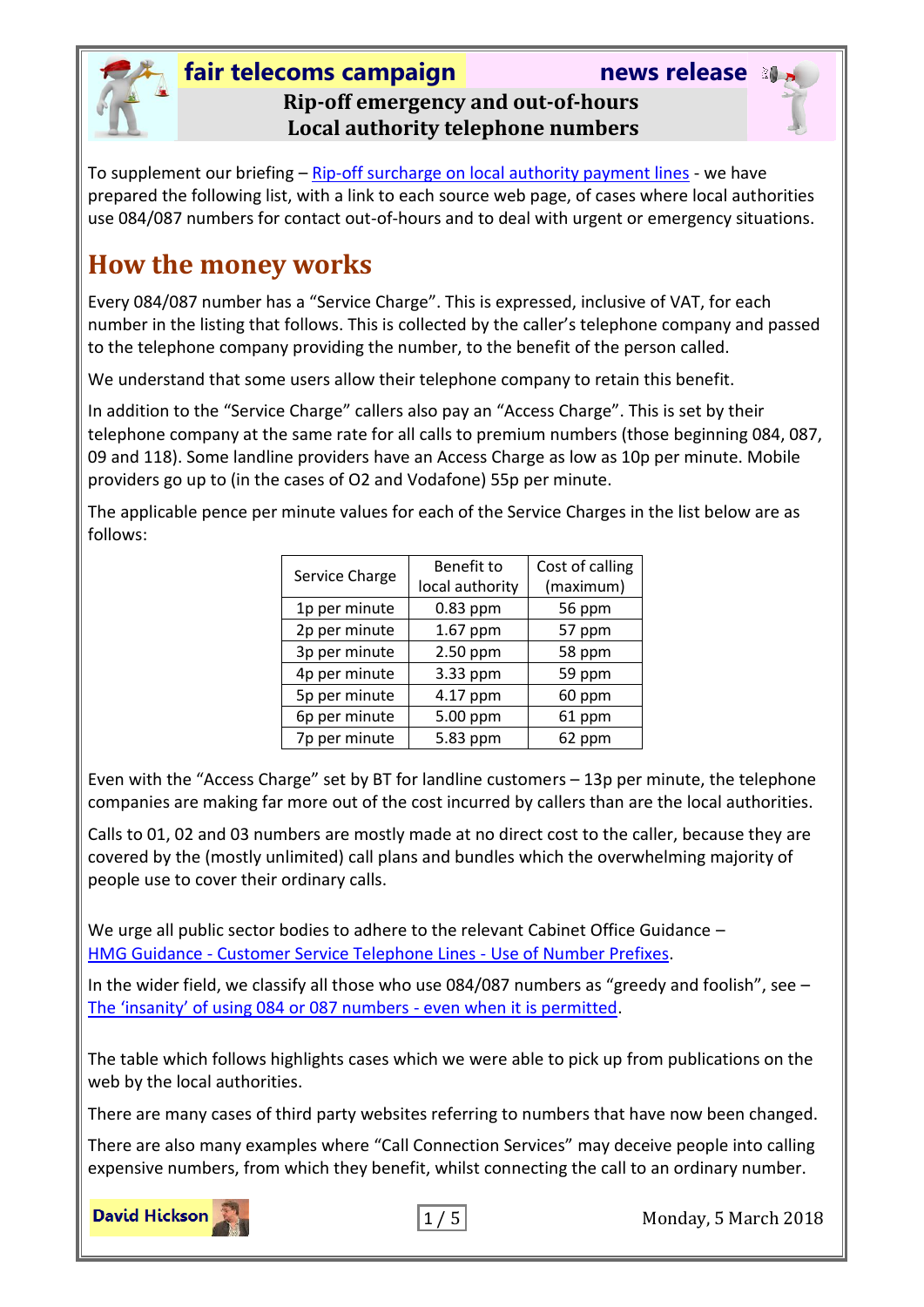**fair telecoms campaign** **news release**

## Rip-off emergency and out-of-hours Local authority telephone numbers

To supplement our briefing – Rip-off surcharge on local authority payment lines - we have prepared the following list, with a link to each source web page, of cases where local authorities use 084/087 numbers for contact out-of-hours and to deal with urgent or emergency situations.

# How the money works

Every 084/087 number has a "Service Charge". This is expressed, inclusive of VAT, for each number in the listing that follows. This is collected by the caller's telephone company and passed to the telephone company providing the number, to the benefit of the person called.

We understand that some users allow their telephone company to retain this benefit.

In addition to the "Service Charge" callers also pay an "Access Charge". This is set by their telephone company at the same rate for all calls to premium numbers (those beginning 084, 087, 09 and 118). Some landline providers have an Access Charge as low as 10p per minute. Mobile providers go up to (in the cases of O2 and Vodafone) 55p per minute.

The applicable pence per minute values for each of the Service Charges in the list below are as follows:

| Service Charge | Benefit to local authority | Cost of calling (maximum) |
|---|---|---|
| 1p per minute | 0.83 ppm | 56 ppm |
| 2p per minute | 1.67 ppm | 57 ppm |
| 3p per minute | 2.50 ppm | 58 ppm |
| 4p per minute | 3.33 ppm | 59 ppm |
| 5p per minute | 4.17 ppm | 60 ppm |
| 6p per minute | 5.00 ppm | 61 ppm |
| 7p per minute | 5.83 ppm | 62 ppm |

Even with the "Access Charge" set by BT for landline customers – 13p per minute, the telephone companies are making far more out of the cost incurred by callers than are the local authorities.

Calls to 01, 02 and 03 numbers are mostly made at no direct cost to the caller, because they are covered by the (mostly unlimited) call plans and bundles which the overwhelming majority of people use to cover their ordinary calls.

We urge all public sector bodies to adhere to the relevant Cabinet Office Guidance – HMG Guidance - Customer Service Telephone Lines - Use of Number Prefixes.

In the wider field, we classify all those who use 084/087 numbers as "greedy and foolish", see – The 'insanity' of using 084 or 087 numbers - even when it is permitted.

The table which follows highlights cases which we were able to pick up from publications on the web by the local authorities.

There are many cases of third party websites referring to numbers that have now been changed.

There are also many examples where "Call Connection Services" may deceive people into calling expensive numbers, from which they benefit, whilst connecting the call to an ordinary number.

David Hickson

Monday, 5 March 2018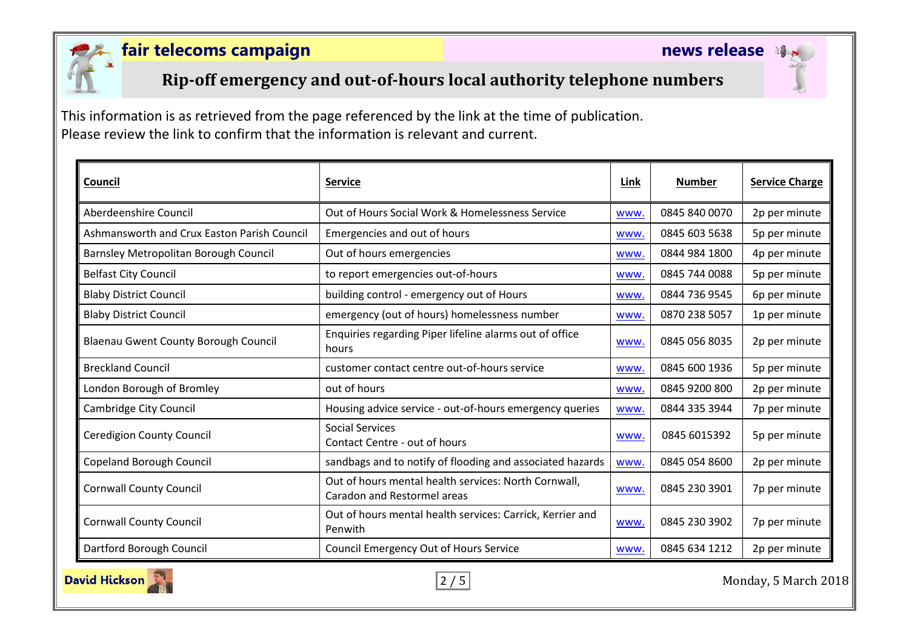**fair telecoms campaign** **news release**

## Rip-off emergency and out-of-hours local authority telephone numbers

This information is as retrieved from the page referenced by the link at the time of publication.
Please review the link to confirm that the information is relevant and current.

| Council | Service | Link | Number | Service Charge |
|---|---|---|---|---|
| Aberdeenshire Council | Out of Hours Social Work & Homelessness Service | www. | 0845 840 0070 | 2p per minute |
| Ashmansworth and Crux Easton Parish Council | Emergencies and out of hours | www. | 0845 603 5638 | 5p per minute |
| Barnsley Metropolitan Borough Council | Out of hours emergencies | www. | 0844 984 1800 | 4p per minute |
| Belfast City Council | to report emergencies out-of-hours | www. | 0845 744 0088 | 5p per minute |
| Blaby District Council | building control - emergency out of Hours | www. | 0844 736 9545 | 6p per minute |
| Blaby District Council | emergency (out of hours) homelessness number | www. | 0870 238 5057 | 1p per minute |
| Blaenau Gwent County Borough Council | Enquiries regarding Piper lifeline alarms out of office hours | www. | 0845 056 8035 | 2p per minute |
| Breckland Council | customer contact centre out-of-hours service | www. | 0845 600 1936 | 5p per minute |
| London Borough of Bromley | out of hours | www. | 0845 9200 800 | 2p per minute |
| Cambridge City Council | Housing advice service - out-of-hours emergency queries | www. | 0844 335 3944 | 7p per minute |
| Ceredigion County Council | Social Services Contact Centre - out of hours | www. | 0845 6015392 | 5p per minute |
| Copeland Borough Council | sandbags and to notify of flooding and associated hazards | www. | 0845 054 8600 | 2p per minute |
| Cornwall County Council | Out of hours mental health services: North Cornwall, Caradon and Restormel areas | www. | 0845 230 3901 | 7p per minute |
| Cornwall County Council | Out of hours mental health services: Carrick, Kerrier and Penwith | www. | 0845 230 3902 | 7p per minute |
| Dartford Borough Council | Council Emergency Out of Hours Service | www. | 0845 634 1212 | 2p per minute |

David Hickson

Monday, 5 March 2018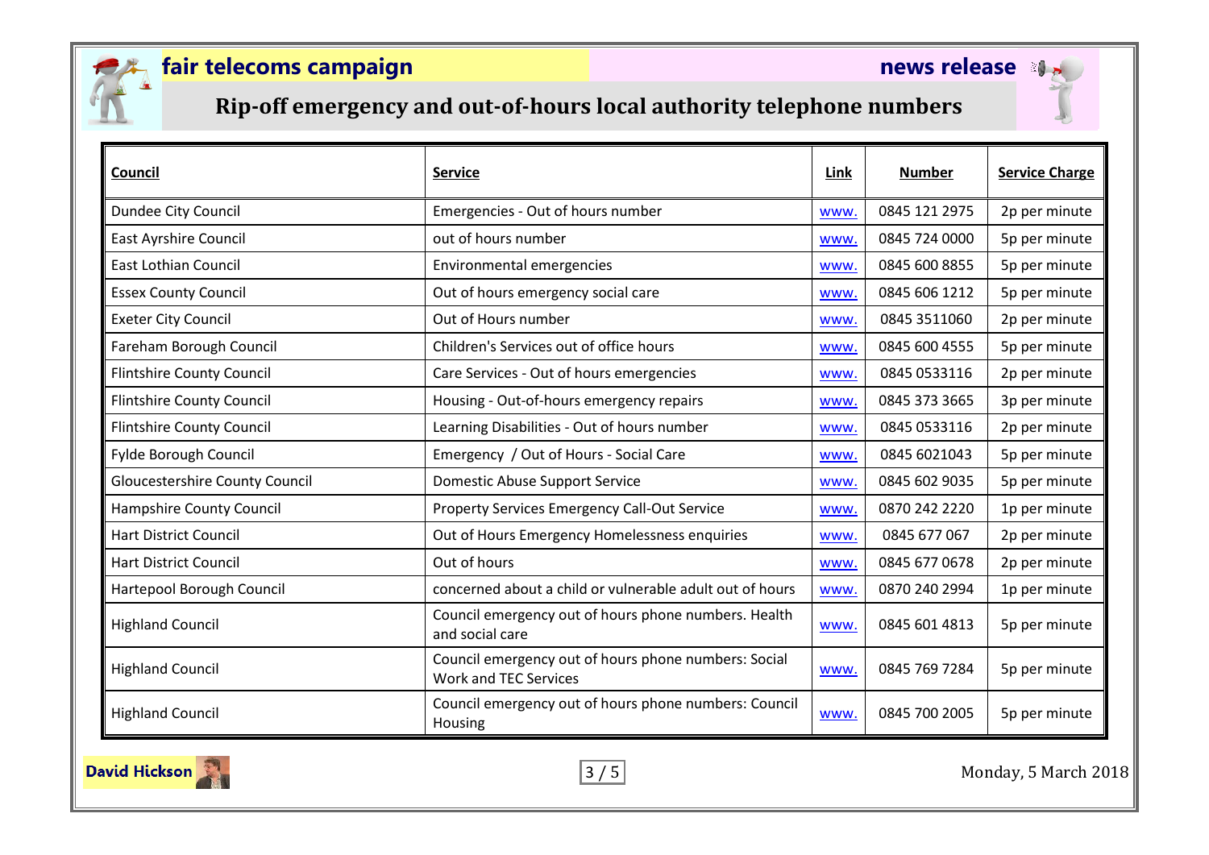**fair telecoms campaign** **news release**

# Rip-off emergency and out-of-hours local authority telephone numbers

| Council | Service | Link | Number | Service Charge |
|---|---|---|---|---|
| Dundee City Council | Emergencies - Out of hours number | www. | 0845 121 2975 | 2p per minute |
| East Ayrshire Council | out of hours number | www. | 0845 724 0000 | 5p per minute |
| East Lothian Council | Environmental emergencies | www. | 0845 600 8855 | 5p per minute |
| Essex County Council | Out of hours emergency social care | www. | 0845 606 1212 | 5p per minute |
| Exeter City Council | Out of Hours number | www. | 0845 3511060 | 2p per minute |
| Fareham Borough Council | Children's Services out of office hours | www. | 0845 600 4555 | 5p per minute |
| Flintshire County Council | Care Services - Out of hours emergencies | www. | 0845 0533116 | 2p per minute |
| Flintshire County Council | Housing - Out-of-hours emergency repairs | www. | 0845 373 3665 | 3p per minute |
| Flintshire County Council | Learning Disabilities - Out of hours number | www. | 0845 0533116 | 2p per minute |
| Fylde Borough Council | Emergency / Out of Hours - Social Care | www. | 0845 6021043 | 5p per minute |
| Gloucestershire County Council | Domestic Abuse Support Service | www. | 0845 602 9035 | 5p per minute |
| Hampshire County Council | Property Services Emergency Call-Out Service | www. | 0870 242 2220 | 1p per minute |
| Hart District Council | Out of Hours Emergency Homelessness enquiries | www. | 0845 677 067 | 2p per minute |
| Hart District Council | Out of hours | www. | 0845 677 0678 | 2p per minute |
| Hartepool Borough Council | concerned about a child or vulnerable adult out of hours | www. | 0870 240 2994 | 1p per minute |
| Highland Council | Council emergency out of hours phone numbers. Health and social care | www. | 0845 601 4813 | 5p per minute |
| Highland Council | Council emergency out of hours phone numbers: Social Work and TEC Services | www. | 0845 769 7284 | 5p per minute |
| Highland Council | Council emergency out of hours phone numbers: Council Housing | www. | 0845 700 2005 | 5p per minute |

David Hickson

Monday, 5 March 2018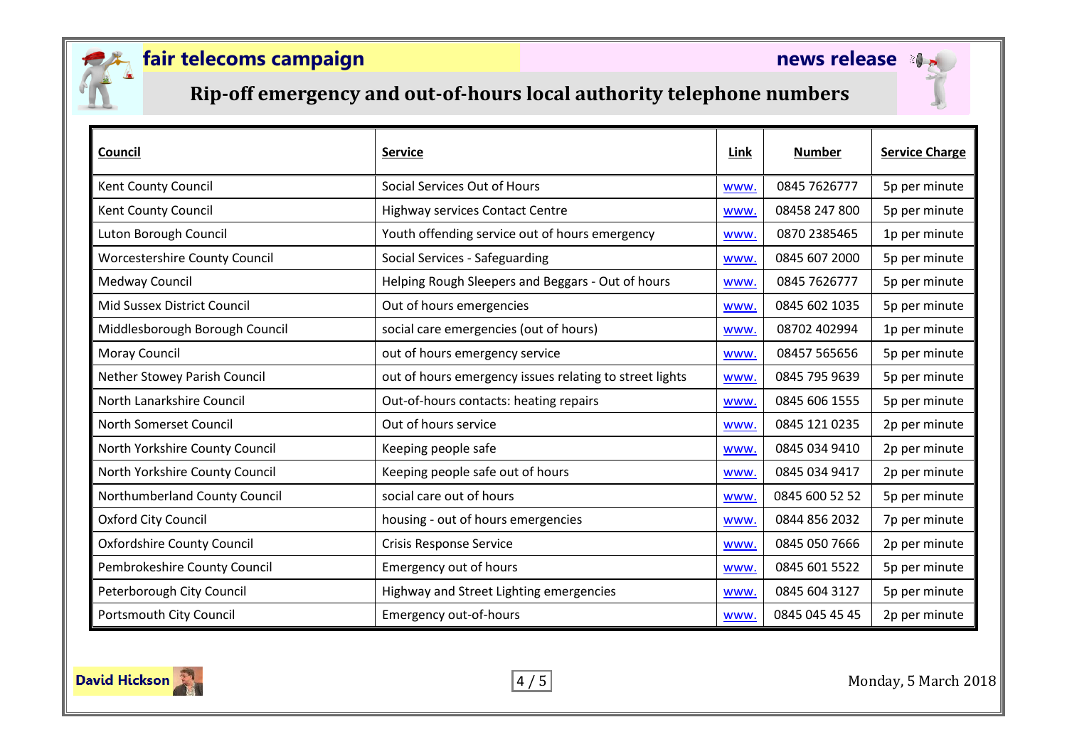**fair telecoms campaign** **news release**

## Rip-off emergency and out-of-hours local authority telephone numbers

| Council | Service | Link | Number | Service Charge |
|---|---|---|---|---|
| Kent County Council | Social Services Out of Hours | www. | 0845 7626777 | 5p per minute |
| Kent County Council | Highway services Contact Centre | www. | 08458 247 800 | 5p per minute |
| Luton Borough Council | Youth offending service out of hours emergency | www. | 0870 2385465 | 1p per minute |
| Worcestershire County Council | Social Services - Safeguarding | www. | 0845 607 2000 | 5p per minute |
| Medway Council | Helping Rough Sleepers and Beggars - Out of hours | www. | 0845 7626777 | 5p per minute |
| Mid Sussex District Council | Out of hours emergencies | www. | 0845 602 1035 | 5p per minute |
| Middlesborough Borough Council | social care emergencies (out of hours) | www. | 08702 402994 | 1p per minute |
| Moray Council | out of hours emergency service | www. | 08457 565656 | 5p per minute |
| Nether Stowey Parish Council | out of hours emergency issues relating to street lights | www. | 0845 795 9639 | 5p per minute |
| North Lanarkshire Council | Out-of-hours contacts: heating repairs | www. | 0845 606 1555 | 5p per minute |
| North Somerset Council | Out of hours service | www. | 0845 121 0235 | 2p per minute |
| North Yorkshire County Council | Keeping people safe | www. | 0845 034 9410 | 2p per minute |
| North Yorkshire County Council | Keeping people safe out of hours | www. | 0845 034 9417 | 2p per minute |
| Northumberland County Council | social care out of hours | www. | 0845 600 52 52 | 5p per minute |
| Oxford City Council | housing - out of hours emergencies | www. | 0844 856 2032 | 7p per minute |
| Oxfordshire County Council | Crisis Response Service | www. | 0845 050 7666 | 2p per minute |
| Pembrokeshire County Council | Emergency out of hours | www. | 0845 601 5522 | 5p per minute |
| Peterborough City Council | Highway and Street Lighting emergencies | www. | 0845 604 3127 | 5p per minute |
| Portsmouth City Council | Emergency out-of-hours | www. | 0845 045 45 45 | 2p per minute |

David Hickson

Monday, 5 March 2018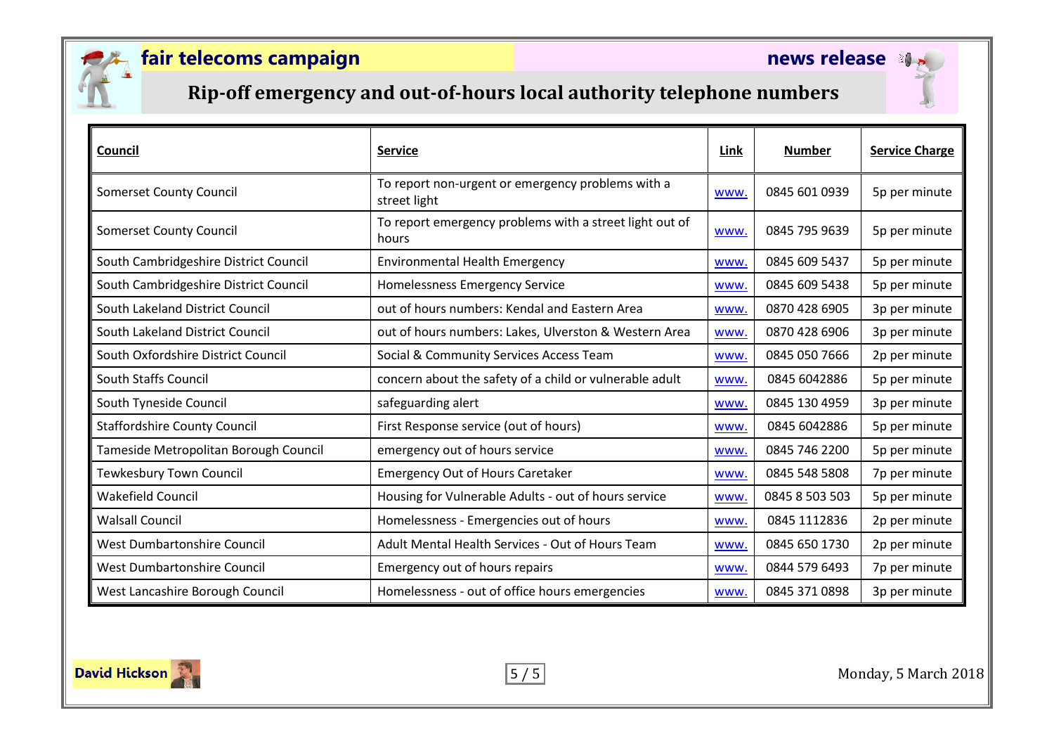**fair telecoms campaign** **news release**

## Rip-off emergency and out-of-hours local authority telephone numbers

| Council | Service | Link | Number | Service Charge |
|---|---|---|---|---|
| Somerset County Council | To report non-urgent or emergency problems with a street light | www. | 0845 601 0939 | 5p per minute |
| Somerset County Council | To report emergency problems with a street light out of hours | www. | 0845 795 9639 | 5p per minute |
| South Cambridgeshire District Council | Environmental Health Emergency | www. | 0845 609 5437 | 5p per minute |
| South Cambridgeshire District Council | Homelessness Emergency Service | www. | 0845 609 5438 | 5p per minute |
| South Lakeland District Council | out of hours numbers: Kendal and Eastern Area | www. | 0870 428 6905 | 3p per minute |
| South Lakeland District Council | out of hours numbers: Lakes, Ulverston & Western Area | www. | 0870 428 6906 | 3p per minute |
| South Oxfordshire District Council | Social & Community Services Access Team | www. | 0845 050 7666 | 2p per minute |
| South Staffs Council | concern about the safety of a child or vulnerable adult | www. | 0845 6042886 | 5p per minute |
| South Tyneside Council | safeguarding alert | www. | 0845 130 4959 | 3p per minute |
| Staffordshire County Council | First Response service (out of hours) | www. | 0845 6042886 | 5p per minute |
| Tameside Metropolitan Borough Council | emergency out of hours service | www. | 0845 746 2200 | 5p per minute |
| Tewkesbury Town Council | Emergency Out of Hours Caretaker | www. | 0845 548 5808 | 7p per minute |
| Wakefield Council | Housing for Vulnerable Adults - out of hours service | www. | 0845 8 503 503 | 5p per minute |
| Walsall Council | Homelessness - Emergencies out of hours | www. | 0845 1112836 | 2p per minute |
| West Dumbartonshire Council | Adult Mental Health Services - Out of Hours Team | www. | 0845 650 1730 | 2p per minute |
| West Dumbartonshire Council | Emergency out of hours repairs | www. | 0844 579 6493 | 7p per minute |
| West Lancashire Borough Council | Homelessness - out of office hours emergencies | www. | 0845 371 0898 | 3p per minute |

**David Hickson**

Monday, 5 March 2018